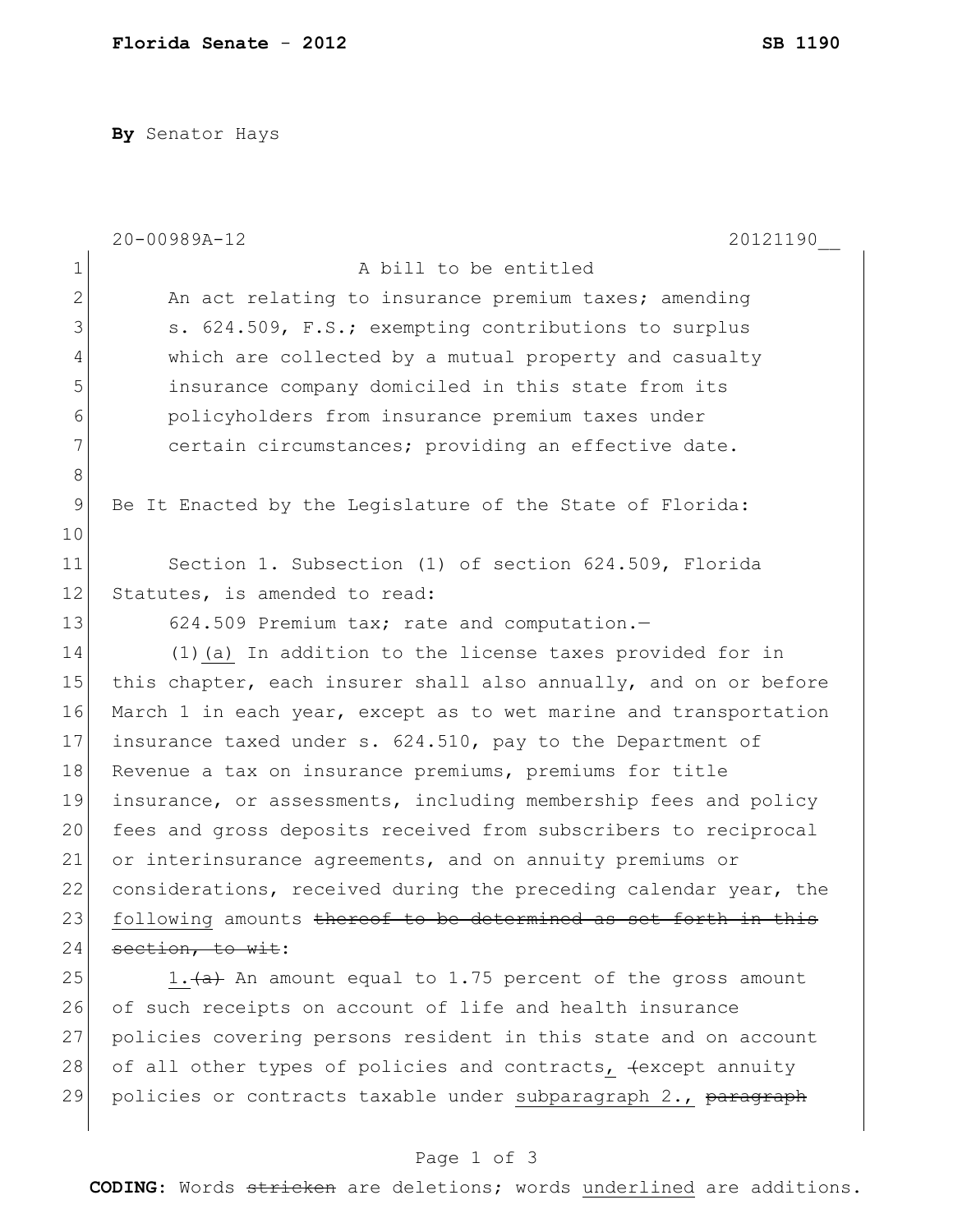**Florida Senate - 2012** **SB 1190**

**By** Senator Hays

20-00989A-12 20121190__

A bill to be entitled

An act relating to insurance premium taxes; amending s. 624.509, F.S.; exempting contributions to surplus which are collected by a mutual property and casualty insurance company domiciled in this state from its policyholders from insurance premium taxes under certain circumstances; providing an effective date.

Be It Enacted by the Legislature of the State of Florida:

Section 1. Subsection (1) of section 624.509, Florida Statutes, is amended to read:

624.509 Premium tax; rate and computation.—

(1)<u>(a)</u> In addition to the license taxes provided for in this chapter, each insurer shall also annually, and on or before March 1 in each year, except as to wet marine and transportation insurance taxed under s. 624.510, pay to the Department of Revenue a tax on insurance premiums, premiums for title insurance, or assessments, including membership fees and policy fees and gross deposits received from subscribers to reciprocal or interinsurance agreements, and on annuity premiums or considerations, received during the preceding calendar year, the <u>following</u> amounts ~~thereof to be determined as set forth in this section, to wit~~:

<u>1.</u>~~(a)~~ An amount equal to 1.75 percent of the gross amount of such receipts on account of life and health insurance policies covering persons resident in this state and on account of all other types of policies and contracts<u>,</u> ~~(~~except annuity policies or contracts taxable under <u>subparagraph 2.,</u> ~~paragraph~~

**CODING:** Words ~~stricken~~ are deletions; words <u>underlined</u> are additions.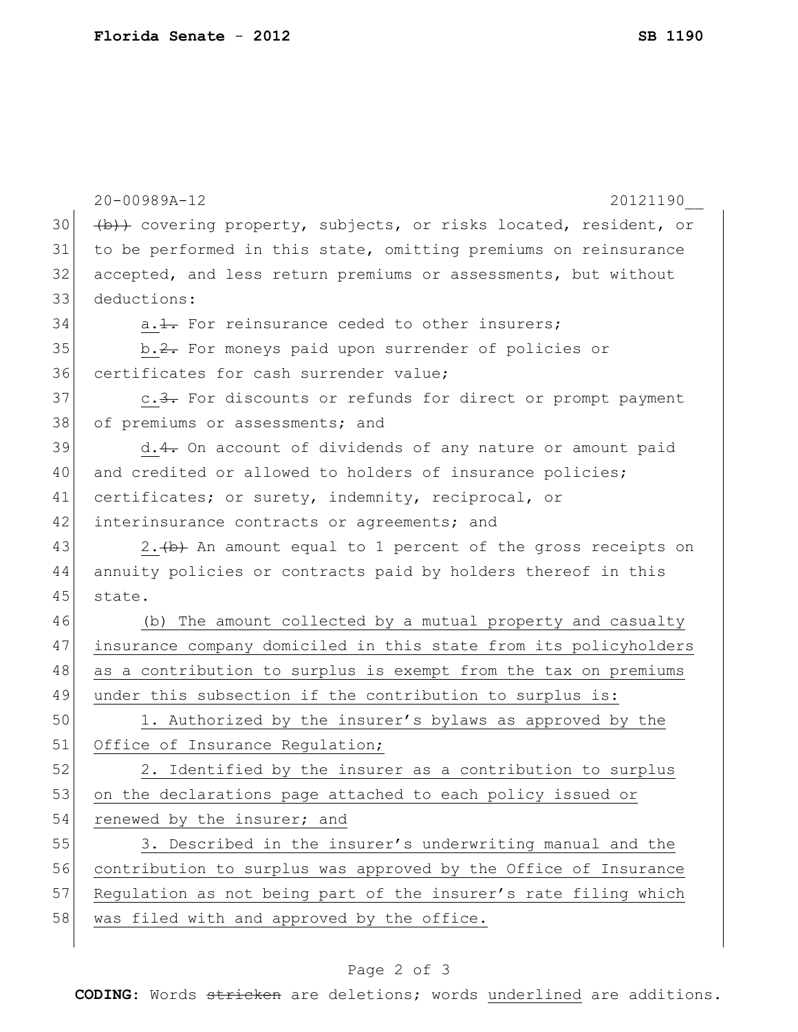20-00989A-12 20121190__

30 ~~(b))~~ covering property, subjects, or risks located, resident, or
31 to be performed in this state, omitting premiums on reinsurance
32 accepted, and less return premiums or assessments, but without
33 deductions:

34 a.~~1.~~ For reinsurance ceded to other insurers;

35 b.~~2.~~ For moneys paid upon surrender of policies or
36 certificates for cash surrender value;

37 c.~~3.~~ For discounts or refunds for direct or prompt payment
38 of premiums or assessments; and

39 d.~~4.~~ On account of dividends of any nature or amount paid
40 and credited or allowed to holders of insurance policies;
41 certificates; or surety, indemnity, reciprocal, or
42 interinsurance contracts or agreements; and

43 2.~~(b)~~ An amount equal to 1 percent of the gross receipts on
44 annuity policies or contracts paid by holders thereof in this
45 state.

46 <u>(b) The amount collected by a mutual property and casualty</u>
47 <u>insurance company domiciled in this state from its policyholders</u>
48 <u>as a contribution to surplus is exempt from the tax on premiums</u>
49 <u>under this subsection if the contribution to surplus is:</u>

50 <u>1. Authorized by the insurer's bylaws as approved by the</u>
51 <u>Office of Insurance Regulation;</u>

52 <u>2. Identified by the insurer as a contribution to surplus</u>
53 <u>on the declarations page attached to each policy issued or</u>
54 <u>renewed by the insurer; and</u>

55 <u>3. Described in the insurer's underwriting manual and the</u>
56 <u>contribution to surplus was approved by the Office of Insurance</u>
57 <u>Regulation as not being part of the insurer's rate filing which</u>
58 <u>was filed with and approved by the office.</u>

**CODING:** Words ~~stricken~~ are deletions; words <u>underlined</u> are additions.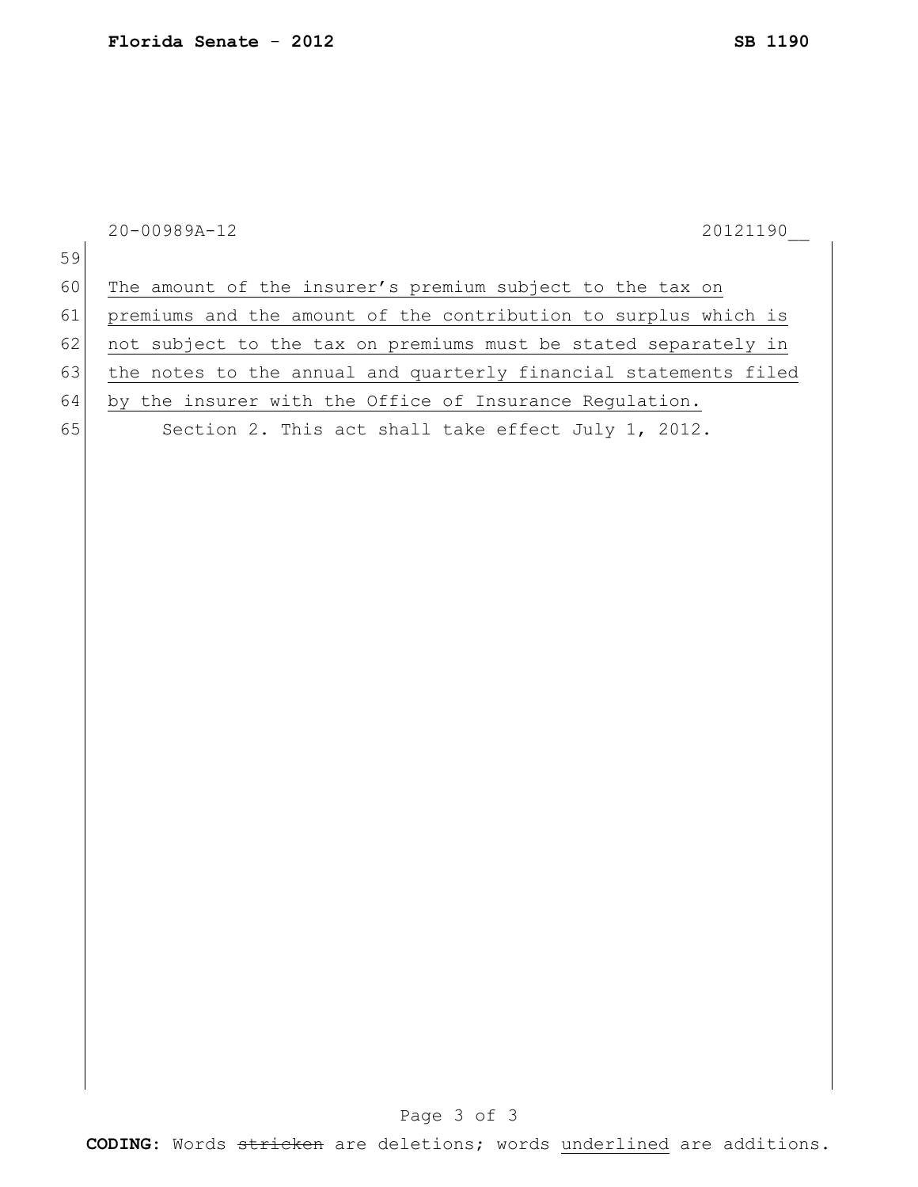The amount of the insurer's premium subject to the tax on premiums and the amount of the contribution to surplus which is not subject to the tax on premiums must be stated separately in the notes to the annual and quarterly financial statements filed by the insurer with the Office of Insurance Regulation.

Section 2. This act shall take effect July 1, 2012.